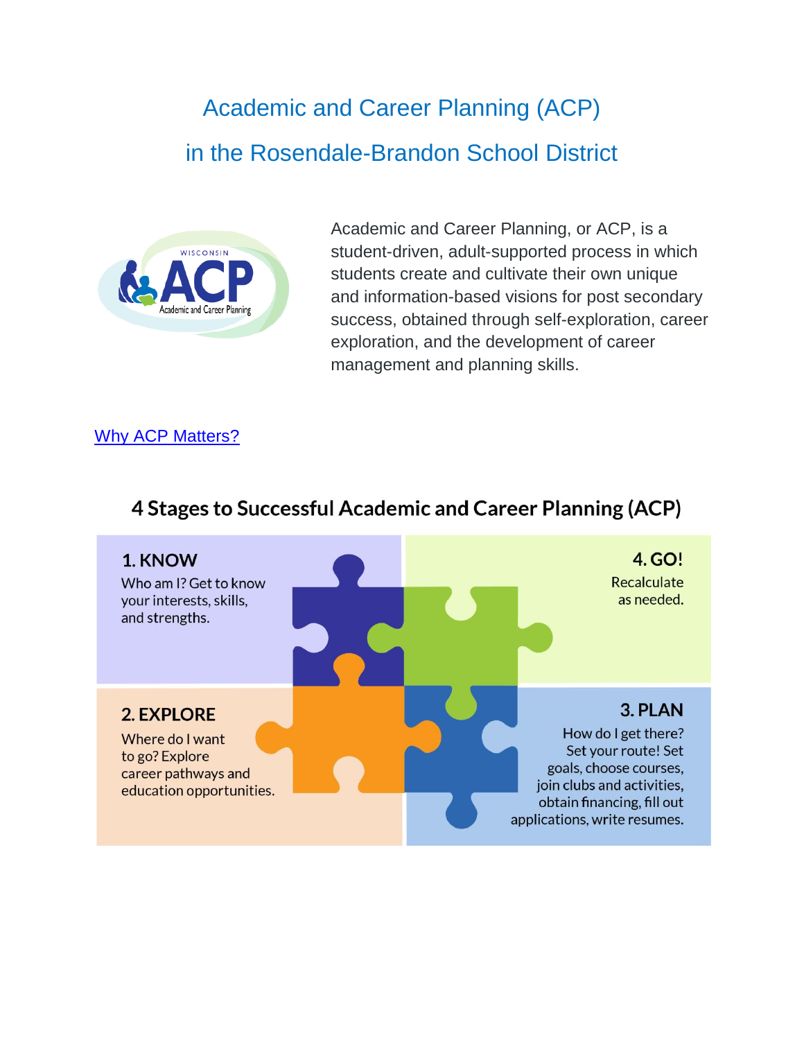# Academic and Career Planning (ACP)

# in the Rosendale-Brandon School District

WISCONSIN ACP Academic and Career Planning

Academic and Career Planning, or ACP, is a student-driven, adult-supported process in which students create and cultivate their own unique and information-based visions for post secondary success, obtained through self-exploration, career exploration, and the development of career management and planning skills.

[Why ACP Matters?]

## 4 Stages to Successful Academic and Career Planning (ACP)

**1. KNOW**

Who am I? Get to know your interests, skills, and strengths.

**2. EXPLORE**

Where do I want to go? Explore career pathways and education opportunities.

**3. PLAN**

How do I get there? Set your route! Set goals, choose courses, join clubs and activities, obtain financing, fill out applications, write resumes.

**4. GO!**

Recalculate as needed.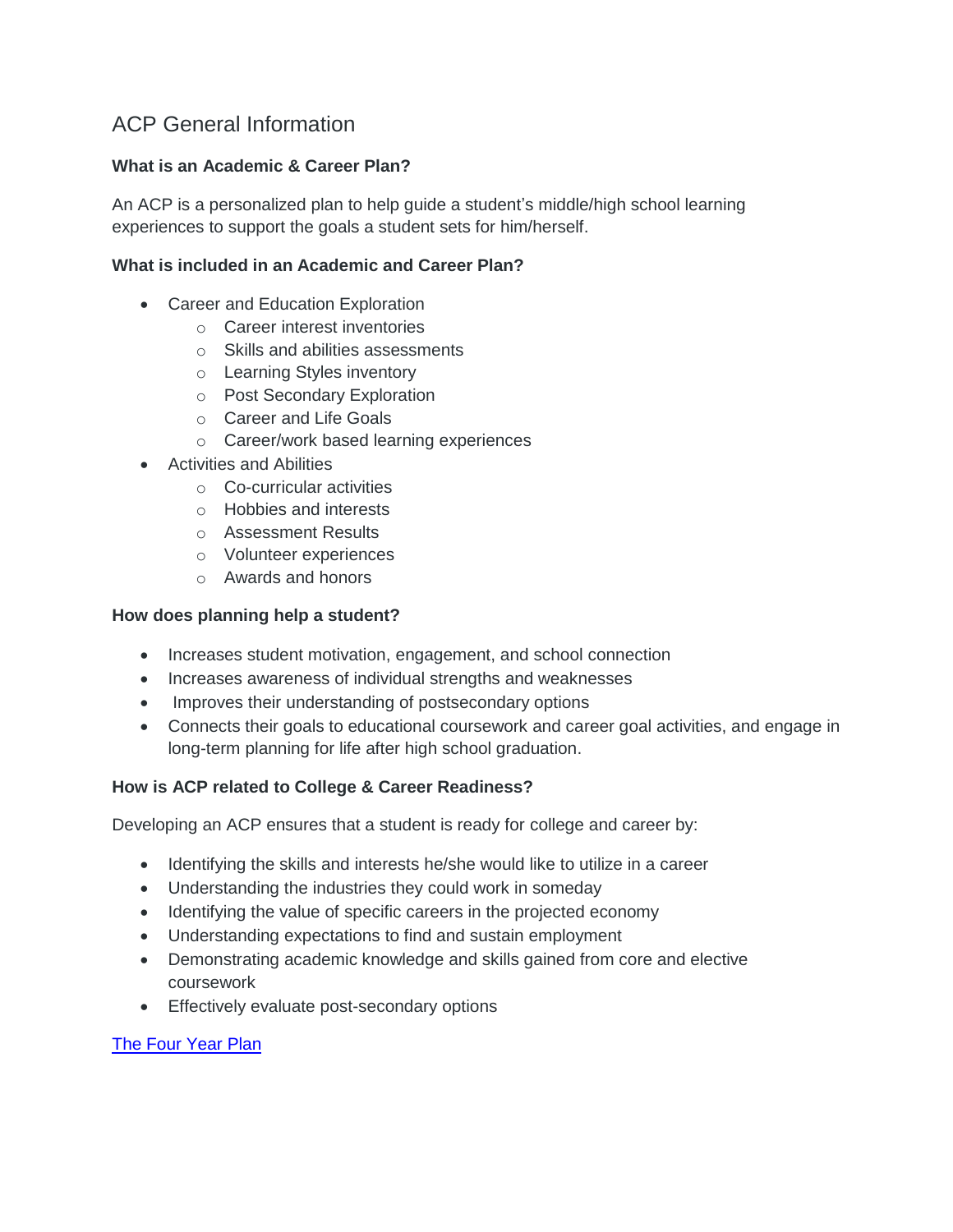# ACP General Information

**What is an Academic & Career Plan?**

An ACP is a personalized plan to help guide a student's middle/high school learning experiences to support the goals a student sets for him/herself.

**What is included in an Academic and Career Plan?**

- Career and Education Exploration
  - Career interest inventories
  - Skills and abilities assessments
  - Learning Styles inventory
  - Post Secondary Exploration
  - Career and Life Goals
  - Career/work based learning experiences
- Activities and Abilities
  - Co-curricular activities
  - Hobbies and interests
  - Assessment Results
  - Volunteer experiences
  - Awards and honors

**How does planning help a student?**

- Increases student motivation, engagement, and school connection
- Increases awareness of individual strengths and weaknesses
- Improves their understanding of postsecondary options
- Connects their goals to educational coursework and career goal activities, and engage in long-term planning for life after high school graduation.

**How is ACP related to College & Career Readiness?**

Developing an ACP ensures that a student is ready for college and career by:

- Identifying the skills and interests he/she would like to utilize in a career
- Understanding the industries they could work in someday
- Identifying the value of specific careers in the projected economy
- Understanding expectations to find and sustain employment
- Demonstrating academic knowledge and skills gained from core and elective coursework
- Effectively evaluate post-secondary options

The Four Year Plan